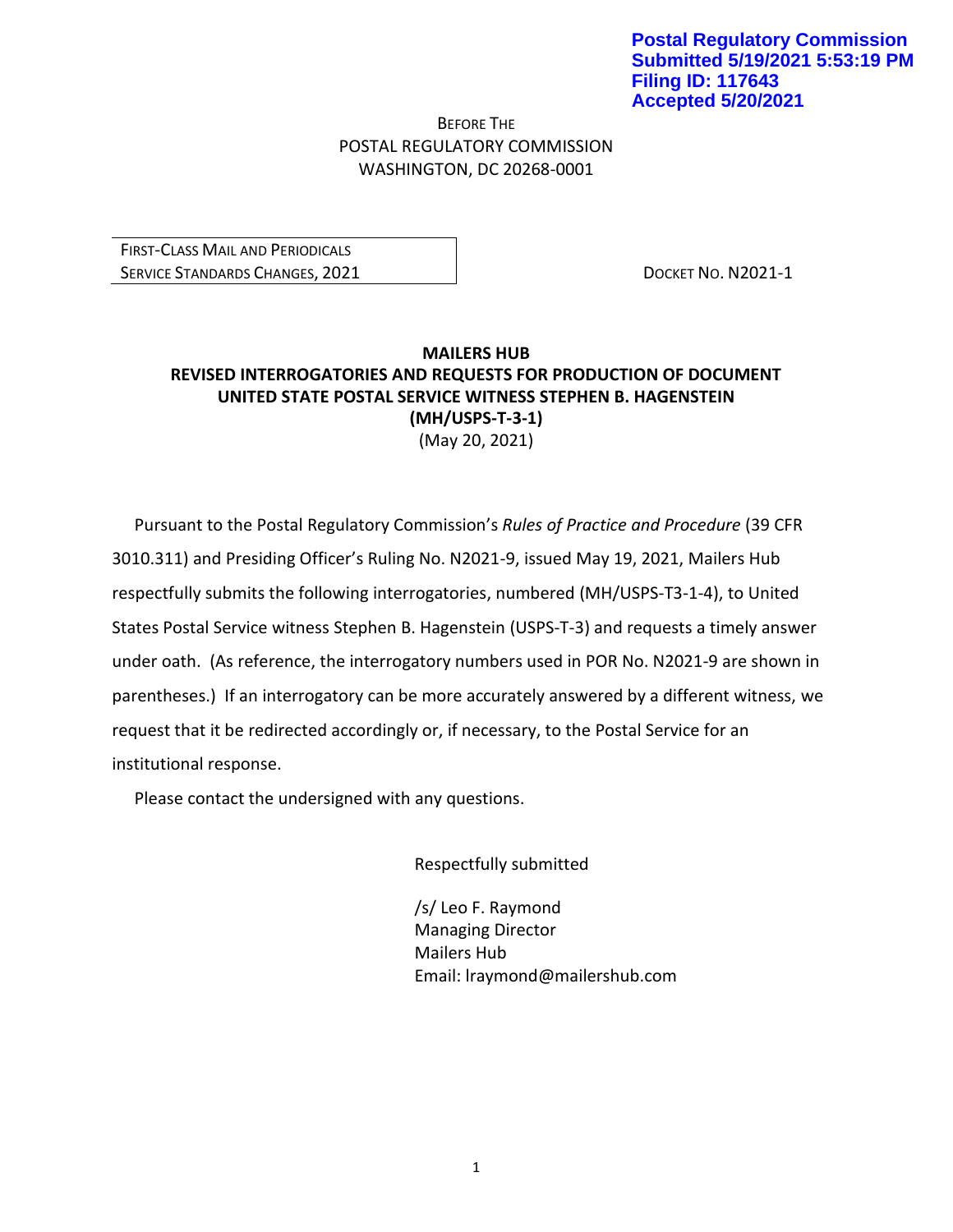**Postal Regulatory Commission**
**Submitted 5/19/2021 5:53:19 PM**
**Filing ID: 117643**
**Accepted 5/20/2021**

BEFORE THE
POSTAL REGULATORY COMMISSION
WASHINGTON, DC 20268-0001

| FIRST-CLASS MAIL AND PERIODICALS SERVICE STANDARDS CHANGES, 2021 | DOCKET NO. N2021-1 |
| --- | --- |

**MAILERS HUB**
**REVISED INTERROGATORIES AND REQUESTS FOR PRODUCTION OF DOCUMENT**
**UNITED STATE POSTAL SERVICE WITNESS STEPHEN B. HAGENSTEIN**
**(MH/USPS-T-3-1)**
(May 20, 2021)

Pursuant to the Postal Regulatory Commission's *Rules of Practice and Procedure* (39 CFR 3010.311) and Presiding Officer's Ruling No. N2021-9, issued May 19, 2021, Mailers Hub respectfully submits the following interrogatories, numbered (MH/USPS-T3-1-4), to United States Postal Service witness Stephen B. Hagenstein (USPS-T-3) and requests a timely answer under oath. (As reference, the interrogatory numbers used in POR No. N2021-9 are shown in parentheses.) If an interrogatory can be more accurately answered by a different witness, we request that it be redirected accordingly or, if necessary, to the Postal Service for an institutional response.

Please contact the undersigned with any questions.

Respectfully submitted

/s/ Leo F. Raymond
Managing Director
Mailers Hub
Email: lraymond@mailershub.com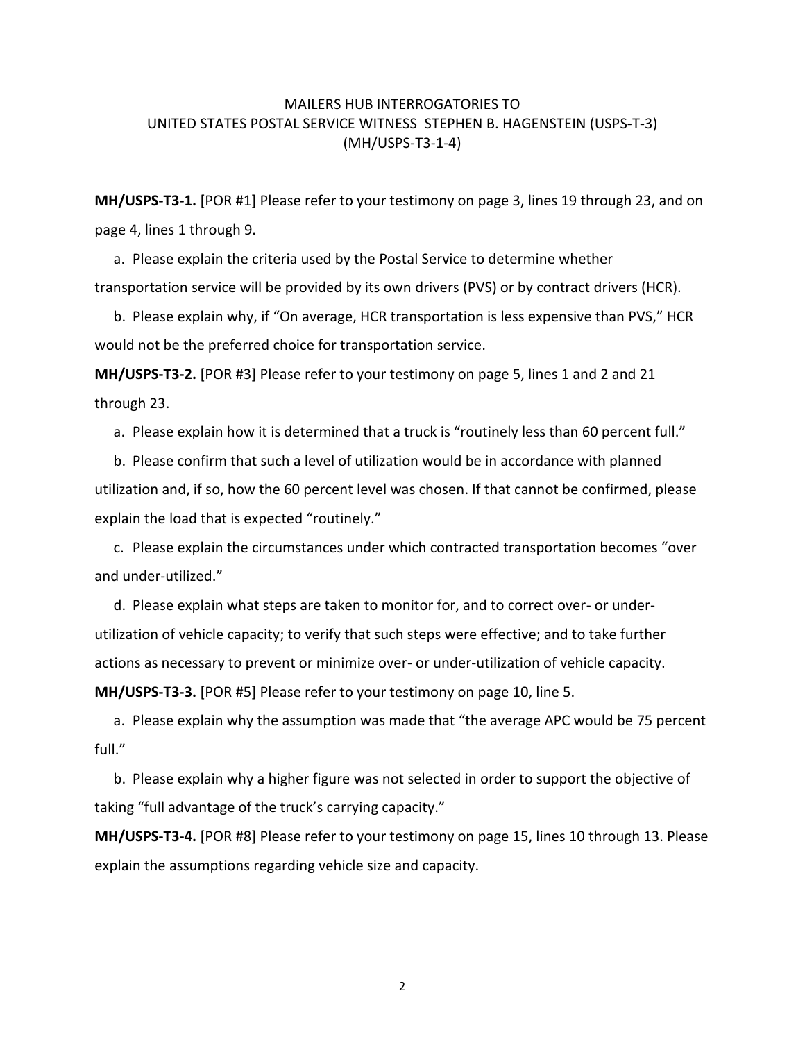# MAILERS HUB INTERROGATORIES TO UNITED STATES POSTAL SERVICE WITNESS STEPHEN B. HAGENSTEIN (USPS-T-3) (MH/USPS-T3-1-4)

**MH/USPS-T3-1.** [POR #1] Please refer to your testimony on page 3, lines 19 through 23, and on page 4, lines 1 through 9.

a. Please explain the criteria used by the Postal Service to determine whether transportation service will be provided by its own drivers (PVS) or by contract drivers (HCR).

b. Please explain why, if "On average, HCR transportation is less expensive than PVS," HCR would not be the preferred choice for transportation service.

**MH/USPS-T3-2.** [POR #3] Please refer to your testimony on page 5, lines 1 and 2 and 21 through 23.

a. Please explain how it is determined that a truck is "routinely less than 60 percent full."

b. Please confirm that such a level of utilization would be in accordance with planned utilization and, if so, how the 60 percent level was chosen. If that cannot be confirmed, please explain the load that is expected "routinely."

c. Please explain the circumstances under which contracted transportation becomes "over and under-utilized."

d. Please explain what steps are taken to monitor for, and to correct over- or under-utilization of vehicle capacity; to verify that such steps were effective; and to take further actions as necessary to prevent or minimize over- or under-utilization of vehicle capacity.

**MH/USPS-T3-3.** [POR #5] Please refer to your testimony on page 10, line 5.

a. Please explain why the assumption was made that "the average APC would be 75 percent full."

b. Please explain why a higher figure was not selected in order to support the objective of taking "full advantage of the truck's carrying capacity."

**MH/USPS-T3-4.** [POR #8] Please refer to your testimony on page 15, lines 10 through 13. Please explain the assumptions regarding vehicle size and capacity.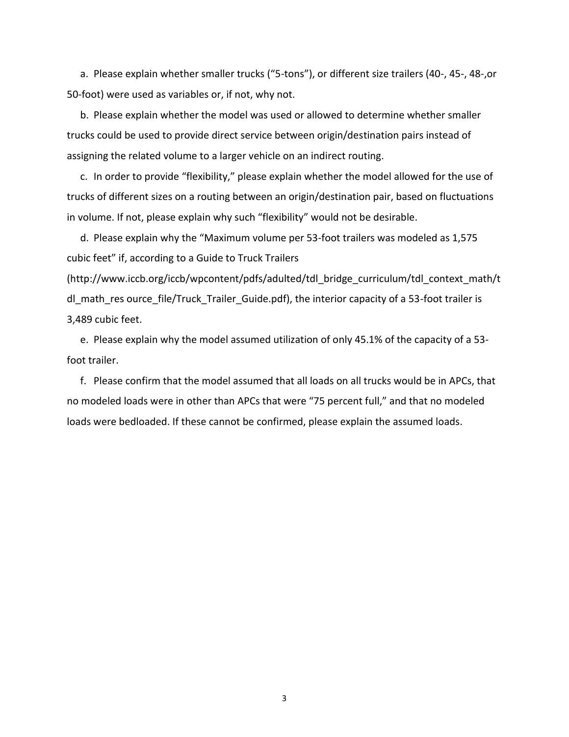a. Please explain whether smaller trucks ("5-tons"), or different size trailers (40-, 45-, 48-,or 50-foot) were used as variables or, if not, why not.

b. Please explain whether the model was used or allowed to determine whether smaller trucks could be used to provide direct service between origin/destination pairs instead of assigning the related volume to a larger vehicle on an indirect routing.

c. In order to provide "flexibility," please explain whether the model allowed for the use of trucks of different sizes on a routing between an origin/destination pair, based on fluctuations in volume. If not, please explain why such "flexibility" would not be desirable.

d. Please explain why the "Maximum volume per 53-foot trailers was modeled as 1,575 cubic feet" if, according to a Guide to Truck Trailers (http://www.iccb.org/iccb/wpcontent/pdfs/adulted/tdl_bridge_curriculum/tdl_context_math/tdl_math_res ource_file/Truck_Trailer_Guide.pdf), the interior capacity of a 53-foot trailer is 3,489 cubic feet.

e. Please explain why the model assumed utilization of only 45.1% of the capacity of a 53-foot trailer.

f. Please confirm that the model assumed that all loads on all trucks would be in APCs, that no modeled loads were in other than APCs that were "75 percent full," and that no modeled loads were bedloaded. If these cannot be confirmed, please explain the assumed loads.